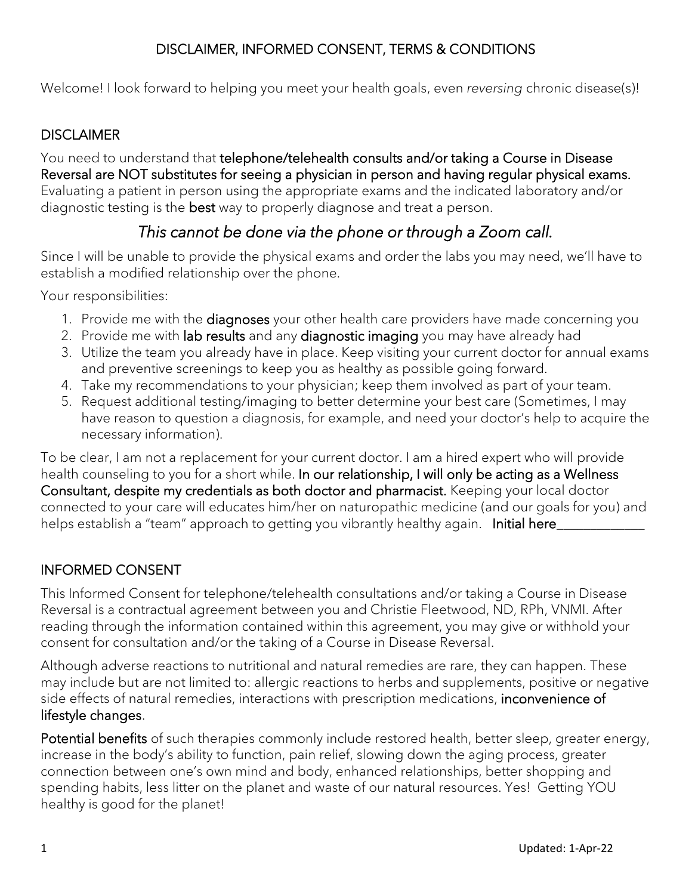# DISCLAIMER, INFORMED CONSENT, TERMS & CONDITIONS

Welcome! I look forward to helping you meet your health goals, even *reversing* chronic disease(s)!

## DISCLAIMER

You need to understand that **telephone/telehealth consults and/or taking a Course in Disease Reversal are NOT substitutes for seeing a physician in person and having regular physical exams.** Evaluating a patient in person using the appropriate exams and the indicated laboratory and/or diagnostic testing is the **best** way to properly diagnose and treat a person.

*This cannot be done via the phone or through a Zoom call.*

Since I will be unable to provide the physical exams and order the labs you may need, we'll have to establish a modified relationship over the phone.

Your responsibilities:

1. Provide me with the **diagnoses** your other health care providers have made concerning you
2. Provide me with **lab results** and any **diagnostic imaging** you may have already had
3. Utilize the team you already have in place. Keep visiting your current doctor for annual exams and preventive screenings to keep you as healthy as possible going forward.
4. Take my recommendations to your physician; keep them involved as part of your team.
5. Request additional testing/imaging to better determine your best care (Sometimes, I may have reason to question a diagnosis, for example, and need your doctor's help to acquire the necessary information).

To be clear, I am not a replacement for your current doctor. I am a hired expert who will provide health counseling to you for a short while. **In our relationship, I will only be acting as a Wellness Consultant, despite my credentials as both doctor and pharmacist.** Keeping your local doctor connected to your care will educates him/her on naturopathic medicine (and our goals for you) and helps establish a "team" approach to getting you vibrantly healthy again. **Initial here**_____________

## INFORMED CONSENT

This Informed Consent for telephone/telehealth consultations and/or taking a Course in Disease Reversal is a contractual agreement between you and Christie Fleetwood, ND, RPh, VNMI. After reading through the information contained within this agreement, you may give or withhold your consent for consultation and/or the taking of a Course in Disease Reversal.

Although adverse reactions to nutritional and natural remedies are rare, they can happen. These may include but are not limited to: allergic reactions to herbs and supplements, positive or negative side effects of natural remedies, interactions with prescription medications, **inconvenience of lifestyle changes**.

**Potential benefits** of such therapies commonly include restored health, better sleep, greater energy, increase in the body's ability to function, pain relief, slowing down the aging process, greater connection between one's own mind and body, enhanced relationships, better shopping and spending habits, less litter on the planet and waste of our natural resources. Yes! Getting YOU healthy is good for the planet!

Updated: 1-Apr-22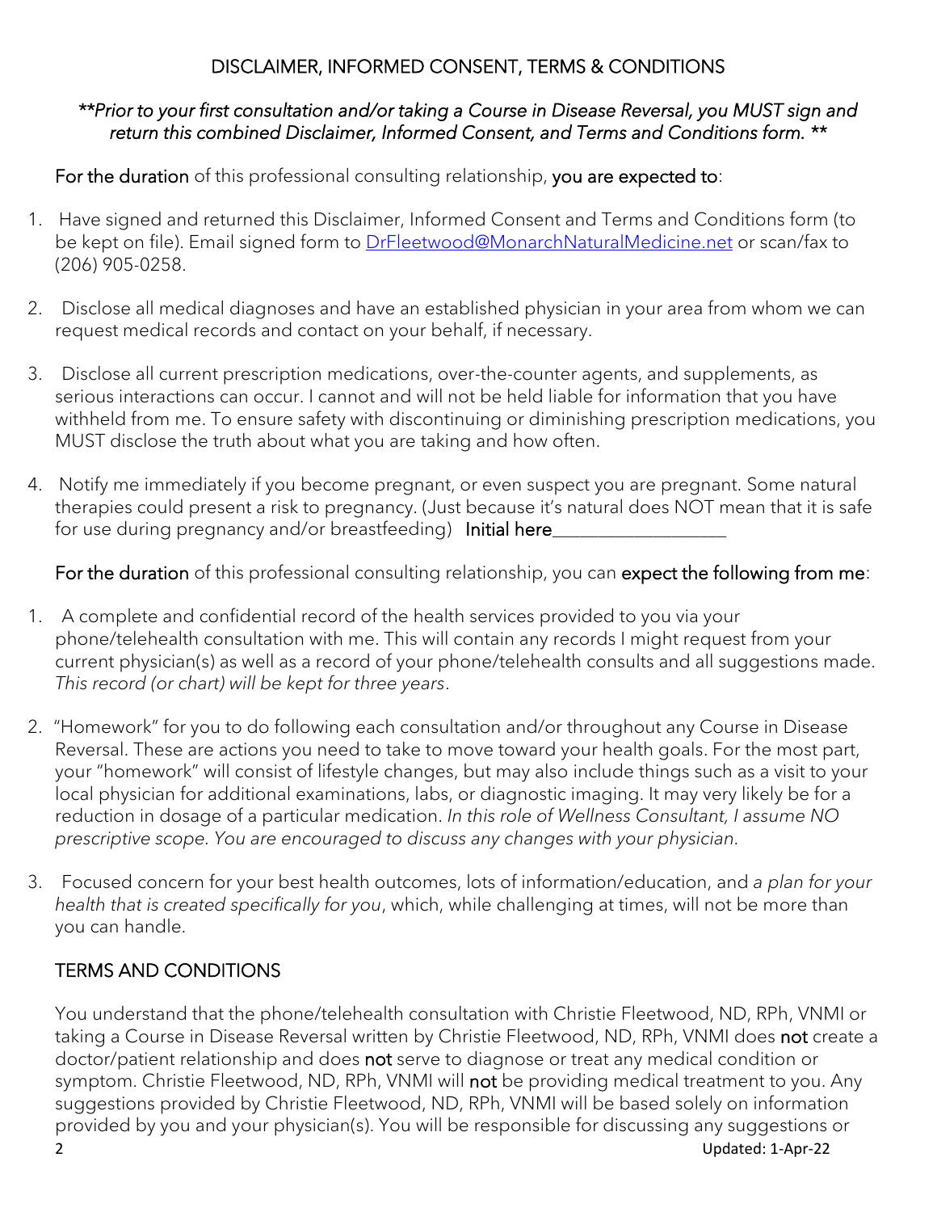## DISCLAIMER, INFORMED CONSENT, TERMS & CONDITIONS

*\*\*Prior to your first consultation and/or taking a Course in Disease Reversal, you MUST sign and return this combined Disclaimer, Informed Consent, and Terms and Conditions form. \*\**

For the duration of this professional consulting relationship, you are expected to:

1. Have signed and returned this Disclaimer, Informed Consent and Terms and Conditions form (to be kept on file). Email signed form to DrFleetwood@MonarchNaturalMedicine.net or scan/fax to (206) 905-0258.

2. Disclose all medical diagnoses and have an established physician in your area from whom we can request medical records and contact on your behalf, if necessary.

3. Disclose all current prescription medications, over-the-counter agents, and supplements, as serious interactions can occur. I cannot and will not be held liable for information that you have withheld from me. To ensure safety with discontinuing or diminishing prescription medications, you MUST disclose the truth about what you are taking and how often.

4. Notify me immediately if you become pregnant, or even suspect you are pregnant. Some natural therapies could present a risk to pregnancy. (Just because it's natural does NOT mean that it is safe for use during pregnancy and/or breastfeeding) Initial here___________________

For the duration of this professional consulting relationship, you can expect the following from me:

1. A complete and confidential record of the health services provided to you via your phone/telehealth consultation with me. This will contain any records I might request from your current physician(s) as well as a record of your phone/telehealth consults and all suggestions made. *This record (or chart) will be kept for three years*.

2. "Homework" for you to do following each consultation and/or throughout any Course in Disease Reversal. These are actions you need to take to move toward your health goals. For the most part, your "homework" will consist of lifestyle changes, but may also include things such as a visit to your local physician for additional examinations, labs, or diagnostic imaging. It may very likely be for a reduction in dosage of a particular medication. *In this role of Wellness Consultant, I assume NO prescriptive scope. You are encouraged to discuss any changes with your physician.*

3. Focused concern for your best health outcomes, lots of information/education, and *a plan for your health that is created specifically for you*, which, while challenging at times, will not be more than you can handle.

### TERMS AND CONDITIONS

You understand that the phone/telehealth consultation with Christie Fleetwood, ND, RPh, VNMI or taking a Course in Disease Reversal written by Christie Fleetwood, ND, RPh, VNMI does **not** create a doctor/patient relationship and does **not** serve to diagnose or treat any medical condition or symptom. Christie Fleetwood, ND, RPh, VNMI will **not** be providing medical treatment to you. Any suggestions provided by Christie Fleetwood, ND, RPh, VNMI will be based solely on information provided by you and your physician(s). You will be responsible for discussing any suggestions or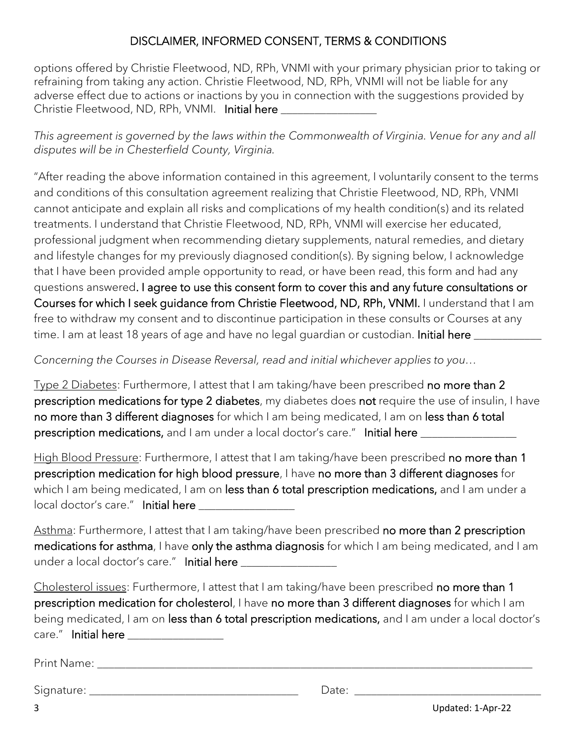## DISCLAIMER, INFORMED CONSENT, TERMS & CONDITIONS

options offered by Christie Fleetwood, ND, RPh, VNMI with your primary physician prior to taking or refraining from taking any action. Christie Fleetwood, ND, RPh, VNMI will not be liable for any adverse effect due to actions or inactions by you in connection with the suggestions provided by Christie Fleetwood, ND, RPh, VNMI. **Initial here** ________________

*This agreement is governed by the laws within the Commonwealth of Virginia. Venue for any and all disputes will be in Chesterfield County, Virginia.*

"After reading the above information contained in this agreement, I voluntarily consent to the terms and conditions of this consultation agreement realizing that Christie Fleetwood, ND, RPh, VNMI cannot anticipate and explain all risks and complications of my health condition(s) and its related treatments. I understand that Christie Fleetwood, ND, RPh, VNMI will exercise her educated, professional judgment when recommending dietary supplements, natural remedies, and dietary and lifestyle changes for my previously diagnosed condition(s). By signing below, I acknowledge that I have been provided ample opportunity to read, or have been read, this form and had any questions answered**. I agree to use this consent form to cover this and any future consultations or Courses for which I seek guidance from Christie Fleetwood, ND, RPh, VNMI.** I understand that I am free to withdraw my consent and to discontinue participation in these consults or Courses at any time. I am at least 18 years of age and have no legal guardian or custodian. **Initial here** ____________

*Concerning the Courses in Disease Reversal, read and initial whichever applies to you…*

<u>Type 2 Diabetes</u>: Furthermore, I attest that I am taking/have been prescribed **no more than 2 prescription medications for type 2 diabetes**, my diabetes does **not** require the use of insulin, I have **no more than 3 different diagnoses** for which I am being medicated, I am on **less than 6 total prescription medications,** and I am under a local doctor's care." **Initial here** ________________

<u>High Blood Pressure</u>: Furthermore, I attest that I am taking/have been prescribed **no more than 1 prescription medication for high blood pressure**, I have **no more than 3 different diagnoses** for which I am being medicated, I am on **less than 6 total prescription medications,** and I am under a local doctor's care." **Initial here** ________________

<u>Asthma</u>: Furthermore, I attest that I am taking/have been prescribed **no more than 2 prescription medications for asthma**, I have **only the asthma diagnosis** for which I am being medicated, and I am under a local doctor's care." **Initial here** ________________

<u>Cholesterol issues</u>: Furthermore, I attest that I am taking/have been prescribed **no more than 1 prescription medication for cholesterol**, I have **no more than 3 different diagnoses** for which I am being medicated, I am on **less than 6 total prescription medications,** and I am under a local doctor's care." **Initial here** ________________

Print Name: ______________________________________________________________________________

Signature: ____________________________________ Date: ________________________________

Updated: 1-Apr-22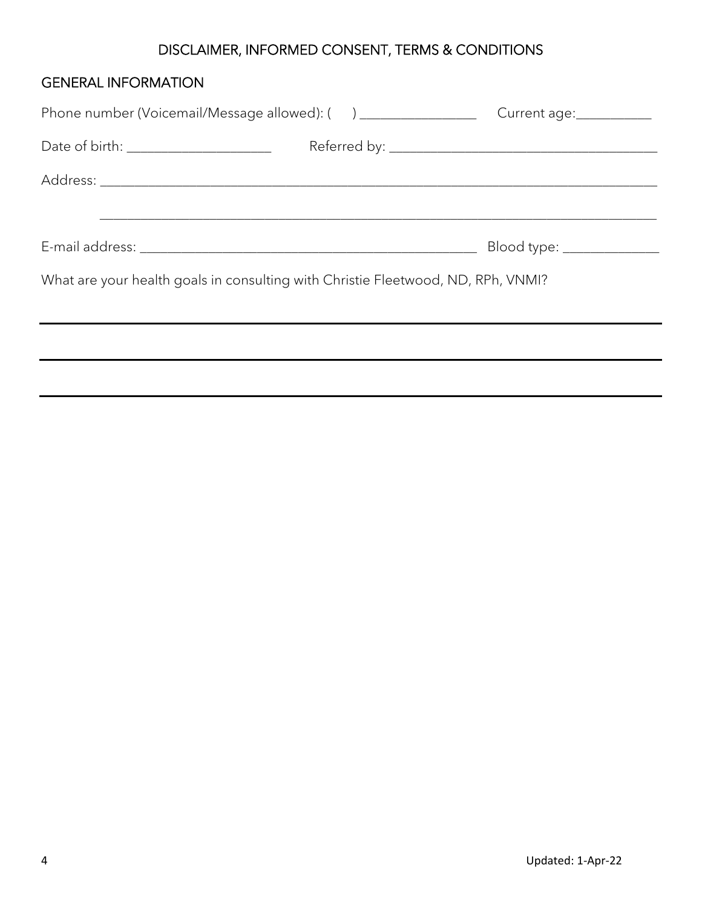# DISCLAIMER, INFORMED CONSENT, TERMS & CONDITIONS

## GENERAL INFORMATION

Phone number (Voicemail/Message allowed): (      ) ________________ Current age:___________

Date of birth: ____________________ Referred by: ______________________________________

Address: ______________________________________________________________________________

_______________________________________________________________________________

E-mail address: _____________________________________________ Blood type: _____________

What are your health goals in consulting with Christie Fleetwood, ND, RPh, VNMI?

_______________________________________________________________________________

_______________________________________________________________________________

_______________________________________________________________________________

Updated: 1-Apr-22